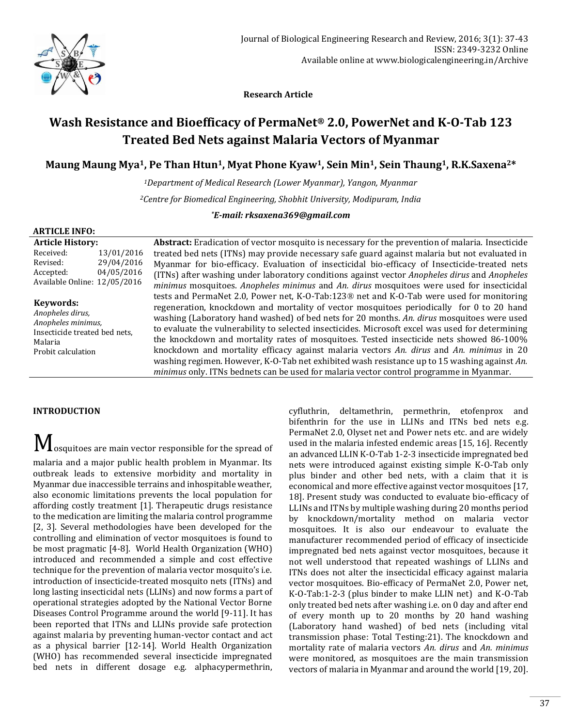**Research Article**

# Wash Resistance and Bioefficacy of PermaNet® 2.0, PowerNet and K-O-Tab 123 Treated Bed Nets against Malaria Vectors of Myanmar

**Maung Maung Mya[1], Pe Than Htun[1], Myat Phone Kyaw[1], Sein Min[1], Sein Thaung[1], R.K.Saxena[2]***

*[1]Department of Medical Research (Lower Myanmar), Yangon, Myanmar*

*[2]Centre for Biomedical Engineering, Shobhit University, Modipuram, India*

***E-mail: rksaxena369@gmail.com***

**ARTICLE INFO:**

**Article History:**

Received: 13/01/2016
Revised: 29/04/2016
Accepted: 04/05/2016
Available Online: 12/05/2016

**Keywords:**

*Anopheles dirus,*
*Anopheles minimus,*
Insecticide treated bed nets,
Malaria
Probit calculation

**Abstract:** Eradication of vector mosquito is necessary for the prevention of malaria. Insecticide treated bed nets (ITNs) may provide necessary safe guard against malaria but not evaluated in Myanmar for bio-efficacy. Evaluation of insecticidal bio-efficacy of Insecticide-treated nets (ITNs) after washing under laboratory conditions against vector *Anopheles dirus* and *Anopheles minimus* mosquitoes. *Anopheles minimus* and *An. dirus* mosquitoes were used for insecticidal tests and PermaNet 2.0, Power net, K-O-Tab:123® net and K-O-Tab were used for monitoring regeneration, knockdown and mortality of vector mosquitoes periodically for 0 to 20 hand washing (Laboratory hand washed) of bed nets for 20 months. *An. dirus* mosquitoes were used to evaluate the vulnerability to selected insecticides. Microsoft excel was used for determining the knockdown and mortality rates of mosquitoes. Tested insecticide nets showed 86-100% knockdown and mortality efficacy against malaria vectors *An. dirus* and *An. minimus* in 20 washing regimen. However, K-O-Tab net exhibited wash resistance up to 15 washing against *An. minimus* only. ITNs bednets can be used for malaria vector control programme in Myanmar.

## INTRODUCTION

Mosquitoes are main vector responsible for the spread of malaria and a major public health problem in Myanmar. Its outbreak leads to extensive morbidity and mortality in Myanmar due inaccessible terrains and inhospitable weather, also economic limitations prevents the local population for affording costly treatment [1]. Therapeutic drugs resistance to the medication are limiting the malaria control programme [2, 3]. Several methodologies have been developed for the controlling and elimination of vector mosquitoes is found to be most pragmatic [4-8]. World Health Organization (WHO) introduced and recommended a simple and cost effective technique for the prevention of malaria vector mosquito's i.e. introduction of insecticide-treated mosquito nets (ITNs) and long lasting insecticidal nets (LLINs) and now forms a part of operational strategies adopted by the National Vector Borne Diseases Control Programme around the world [9-11]. It has been reported that ITNs and LLINs provide safe protection against malaria by preventing human-vector contact and act as a physical barrier [12-14]. World Health Organization (WHO) has recommended several insecticide impregnated bed nets in different dosage e.g. alphacypermethrin, cyfluthrin, deltamethrin, permethrin, etofenprox and bifenthrin for the use in LLINs and ITNs bed nets e.g. PermaNet 2.0, Olyset net and Power nets etc. and are widely used in the malaria infested endemic areas [15, 16]. Recently an advanced LLIN K-O-Tab 1-2-3 insecticide impregnated bed nets were introduced against existing simple K-O-Tab only plus binder and other bed nets, with a claim that it is economical and more effective against vector mosquitoes [17, 18]. Present study was conducted to evaluate bio-efficacy of LLINs and ITNs by multiple washing during 20 months period by knockdown/mortality method on malaria vector mosquitoes. It is also our endeavour to evaluate the manufacturer recommended period of efficacy of insecticide impregnated bed nets against vector mosquitoes, because it not well understood that repeated washings of LLINs and ITNs does not alter the insecticidal efficacy against malaria vector mosquitoes. Bio-efficacy of PermaNet 2.0, Power net, K-O-Tab:1-2-3 (plus binder to make LLIN net) and K-O-Tab only treated bed nets after washing i.e. on 0 day and after end of every month up to 20 months by 20 hand washing (Laboratory hand washed) of bed nets (including vital transmission phase: Total Testing:21). The knockdown and mortality rate of malaria vectors *An. dirus* and *An. minimus* were monitored, as mosquitoes are the main transmission vectors of malaria in Myanmar and around the world [19, 20].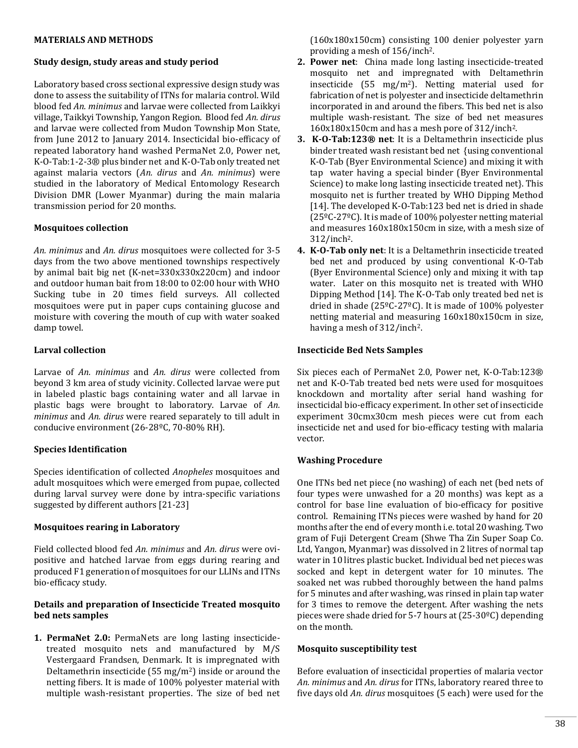## MATERIALS AND METHODS

### Study design, study areas and study period

Laboratory based cross sectional expressive design study was done to assess the suitability of ITNs for malaria control. Wild blood fed *An. minimus* and larvae were collected from Laikkyi village, Taikkyi Township, Yangon Region. Blood fed *An. dirus* and larvae were collected from Mudon Township Mon State, from June 2012 to January 2014. Insecticidal bio-efficacy of repeated laboratory hand washed PermaNet 2.0, Power net, K-O-Tab:1-2-3® plus binder net and K-O-Tab only treated net against malaria vectors (*An. dirus* and *An. minimus*) were studied in the laboratory of Medical Entomology Research Division DMR (Lower Myanmar) during the main malaria transmission period for 20 months.

### Mosquitoes collection

*An. minimus* and *An. dirus* mosquitoes were collected for 3-5 days from the two above mentioned townships respectively by animal bait big net (K-net=330x330x220cm) and indoor and outdoor human bait from 18:00 to 02:00 hour with WHO Sucking tube in 20 times field surveys. All collected mosquitoes were put in paper cups containing glucose and moisture with covering the mouth of cup with water soaked damp towel.

### Larval collection

Larvae of *An. minimus* and *An. dirus* were collected from beyond 3 km area of study vicinity. Collected larvae were put in labeled plastic bags containing water and all larvae in plastic bags were brought to laboratory. Larvae of *An. minimus* and *An. dirus* were reared separately to till adult in conducive environment (26-28ºC, 70-80% RH).

### Species Identification

Species identification of collected *Anopheles* mosquitoes and adult mosquitoes which were emerged from pupae, collected during larval survey were done by intra-specific variations suggested by different authors [21-23]

### Mosquitoes rearing in Laboratory

Field collected blood fed *An. minimus* and *An. dirus* were ovi-positive and hatched larvae from eggs during rearing and produced F1 generation of mosquitoes for our LLINs and ITNs bio-efficacy study.

### Details and preparation of Insecticide Treated mosquito bed nets samples

1. **PermaNet 2.0:** PermaNets are long lasting insecticide-treated mosquito nets and manufactured by M/S Vestergaard Frandsen, Denmark. It is impregnated with Deltamethrin insecticide (55 mg/m$^2$) inside or around the netting fibers. It is made of 100% polyester material with multiple wash-resistant properties. The size of bed net (160x180x150cm) consisting 100 denier polyester yarn providing a mesh of 156/inch$^2$.
2. **Power net**: China made long lasting insecticide-treated mosquito net and impregnated with Deltamethrin insecticide (55 mg/m$^2$). Netting material used for fabrication of net is polyester and insecticide deltamethrin incorporated in and around the fibers. This bed net is also multiple wash-resistant. The size of bed net measures 160x180x150cm and has a mesh pore of 312/inch$^2$.
3. **K-O-Tab:123® net**: It is a Deltamethrin insecticide plus binder treated wash resistant bed net {using conventional K-O-Tab (Byer Environmental Science) and mixing it with tap water having a special binder (Byer Environmental Science) to make long lasting insecticide treated net}. This mosquito net is further treated by WHO Dipping Method [14]. The developed K-O-Tab:123 bed net is dried in shade (25ºC-27ºC). It is made of 100% polyester netting material and measures 160x180x150cm in size, with a mesh size of 312/inch$^2$.
4. **K-O-Tab only net**: It is a Deltamethrin insecticide treated bed net and produced by using conventional K-O-Tab (Byer Environmental Science) only and mixing it with tap water. Later on this mosquito net is treated with WHO Dipping Method [14]. The K-O-Tab only treated bed net is dried in shade (25ºC-27ºC). It is made of 100% polyester netting material and measuring 160x180x150cm in size, having a mesh of 312/inch$^2$.

### Insecticide Bed Nets Samples

Six pieces each of PermaNet 2.0, Power net, K-O-Tab:123® net and K-O-Tab treated bed nets were used for mosquitoes knockdown and mortality after serial hand washing for insecticidal bio-efficacy experiment. In other set of insecticide experiment 30cmx30cm mesh pieces were cut from each insecticide net and used for bio-efficacy testing with malaria vector.

### Washing Procedure

One ITNs bed net piece (no washing) of each net (bed nets of four types were unwashed for a 20 months) was kept as a control for base line evaluation of bio-efficacy for positive control. Remaining ITNs pieces were washed by hand for 20 months after the end of every month i.e. total 20 washing. Two gram of Fuji Detergent Cream (Shwe Tha Zin Super Soap Co. Ltd, Yangon, Myanmar) was dissolved in 2 litres of normal tap water in 10 litres plastic bucket. Individual bed net pieces was socked and kept in detergent water for 10 minutes. The soaked net was rubbed thoroughly between the hand palms for 5 minutes and after washing, was rinsed in plain tap water for 3 times to remove the detergent. After washing the nets pieces were shade dried for 5-7 hours at (25-30ºC) depending on the month.

### Mosquito susceptibility test

Before evaluation of insecticidal properties of malaria vector *An. minimus* and *An. dirus* for ITNs, laboratory reared three to five days old *An. dirus* mosquitoes (5 each) were used for the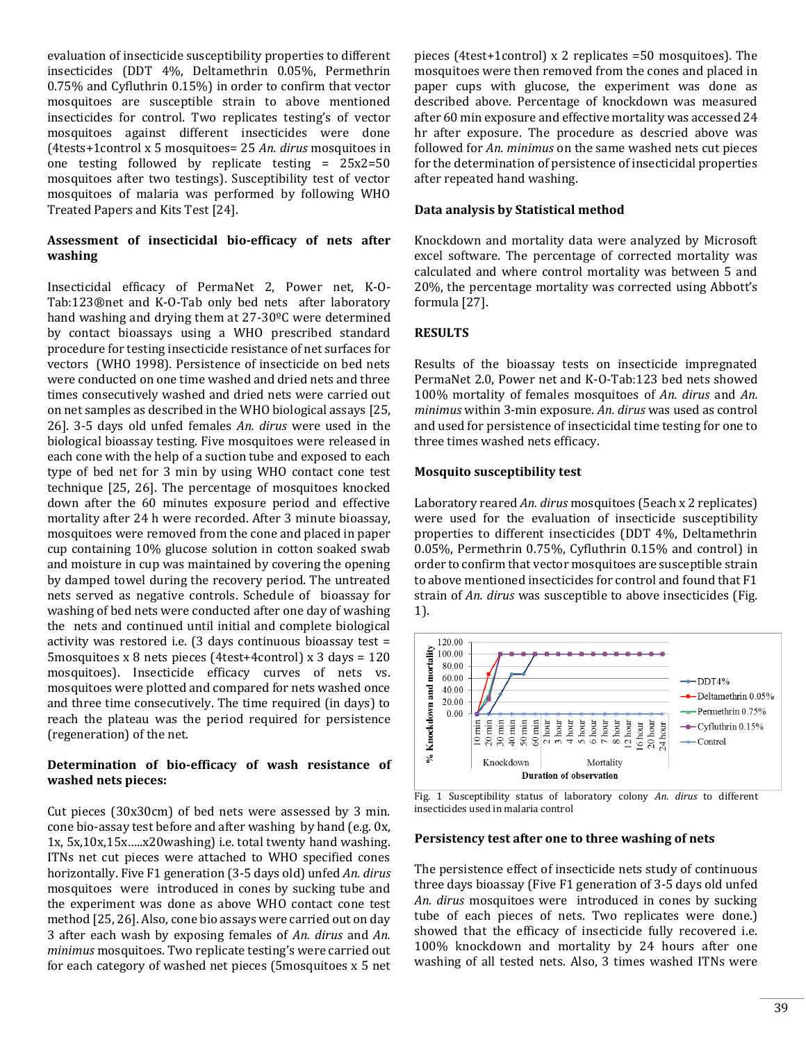evaluation of insecticide susceptibility properties to different insecticides (DDT 4%, Deltamethrin 0.05%, Permethrin 0.75% and Cyfluthrin 0.15%) in order to confirm that vector mosquitoes are susceptible strain to above mentioned insecticides for control. Two replicates testing's of vector mosquitoes against different insecticides were done (4tests+1control x 5 mosquitoes= 25 *An. dirus* mosquitoes in one testing followed by replicate testing = 25x2=50 mosquitoes after two testings). Susceptibility test of vector mosquitoes of malaria was performed by following WHO Treated Papers and Kits Test [24].

### Assessment of insecticidal bio-efficacy of nets after washing

Insecticidal efficacy of PermaNet 2, Power net, K-O-Tab:123®net and K-O-Tab only bed nets after laboratory hand washing and drying them at 27-30ºC were determined by contact bioassays using a WHO prescribed standard procedure for testing insecticide resistance of net surfaces for vectors (WHO 1998). Persistence of insecticide on bed nets were conducted on one time washed and dried nets and three times consecutively washed and dried nets were carried out on net samples as described in the WHO biological assays [25, 26]. 3-5 days old unfed females *An. dirus* were used in the biological bioassay testing. Five mosquitoes were released in each cone with the help of a suction tube and exposed to each type of bed net for 3 min by using WHO contact cone test technique [25, 26]. The percentage of mosquitoes knocked down after the 60 minutes exposure period and effective mortality after 24 h were recorded. After 3 minute bioassay, mosquitoes were removed from the cone and placed in paper cup containing 10% glucose solution in cotton soaked swab and moisture in cup was maintained by covering the opening by damped towel during the recovery period. The untreated nets served as negative controls. Schedule of bioassay for washing of bed nets were conducted after one day of washing the nets and continued until initial and complete biological activity was restored i.e. (3 days continuous bioassay test = 5mosquitoes x 8 nets pieces (4test+4control) x 3 days = 120 mosquitoes). Insecticide efficacy curves of nets vs. mosquitoes were plotted and compared for nets washed once and three time consecutively. The time required (in days) to reach the plateau was the period required for persistence (regeneration) of the net.

### Determination of bio-efficacy of wash resistance of washed nets pieces:

Cut pieces (30x30cm) of bed nets were assessed by 3 min. cone bio-assay test before and after washing by hand (e.g. 0x, 1x, 5x,10x,15x.....x20washing) i.e. total twenty hand washing. ITNs net cut pieces were attached to WHO specified cones horizontally. Five F1 generation (3-5 days old) unfed *An. dirus* mosquitoes were introduced in cones by sucking tube and the experiment was done as above WHO contact cone test method [25, 26]. Also, cone bio assays were carried out on day 3 after each wash by exposing females of *An. dirus* and *An. minimus* mosquitoes. Two replicate testing's were carried out for each category of washed net pieces (5mosquitoes x 5 net pieces (4test+1control) x 2 replicates =50 mosquitoes). The mosquitoes were then removed from the cones and placed in paper cups with glucose, the experiment was done as described above. Percentage of knockdown was measured after 60 min exposure and effective mortality was accessed 24 hr after exposure. The procedure as descried above was followed for *An. minimus* on the same washed nets cut pieces for the determination of persistence of insecticidal properties after repeated hand washing.

### Data analysis by Statistical method

Knockdown and mortality data were analyzed by Microsoft excel software. The percentage of corrected mortality was calculated and where control mortality was between 5 and 20%, the percentage mortality was corrected using Abbott's formula [27].

## RESULTS

Results of the bioassay tests on insecticide impregnated PermaNet 2.0, Power net and K-O-Tab:123 bed nets showed 100% mortality of females mosquitoes of *An. dirus* and *An. minimus* within 3-min exposure. *An. dirus* was used as control and used for persistence of insecticidal time testing for one to three times washed nets efficacy.

### Mosquito susceptibility test

Laboratory reared *An. dirus* mosquitoes (5each x 2 replicates) were used for the evaluation of insecticide susceptibility properties to different insecticides (DDT 4%, Deltamethrin 0.05%, Permethrin 0.75%, Cyfluthrin 0.15% and control) in order to confirm that vector mosquitoes are susceptible strain to above mentioned insecticides for control and found that F1 strain of *An. dirus* was susceptible to above insecticides (Fig. 1).

Fig. 1 Susceptibility status of laboratory colony *An. dirus* to different insecticides used in malaria control

### Persistency test after one to three washing of nets

The persistence effect of insecticide nets study of continuous three days bioassay (Five F1 generation of 3-5 days old unfed *An. dirus* mosquitoes were introduced in cones by sucking tube of each pieces of nets. Two replicates were done.) showed that the efficacy of insecticide fully recovered i.e. 100% knockdown and mortality by 24 hours after one washing of all tested nets. Also, 3 times washed ITNs were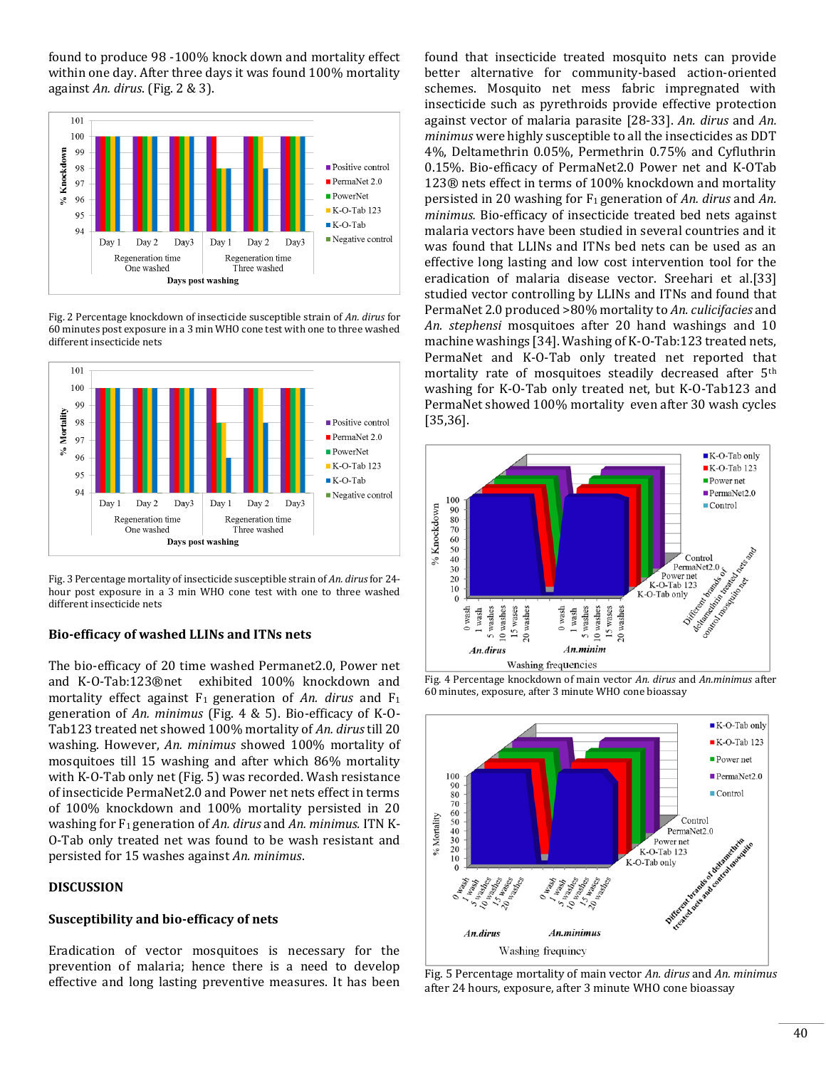found to produce 98 -100% knock down and mortality effect within one day. After three days it was found 100% mortality against *An. dirus*. (Fig. 2 & 3).

Fig. 2 Percentage knockdown of insecticide susceptible strain of *An. dirus* for 60 minutes post exposure in a 3 min WHO cone test with one to three washed different insecticide nets

Fig. 3 Percentage mortality of insecticide susceptible strain of *An. dirus* for 24-hour post exposure in a 3 min WHO cone test with one to three washed different insecticide nets

### Bio-efficacy of washed LLINs and ITNs nets

The bio-efficacy of 20 time washed Permanet2.0, Power net and K-O-Tab:123®net exhibited 100% knockdown and mortality effect against $F_1$ generation of *An. dirus* and $F_1$ generation of *An. minimus* (Fig. 4 & 5). Bio-efficacy of K-O-Tab123 treated net showed 100% mortality of *An. dirus* till 20 washing. However, *An. minimus* showed 100% mortality of mosquitoes till 15 washing and after which 86% mortality with K-O-Tab only net (Fig. 5) was recorded. Wash resistance of insecticide PermaNet2.0 and Power net nets effect in terms of 100% knockdown and 100% mortality persisted in 20 washing for $F_1$ generation of *An. dirus* and *An. minimus.* ITN K-O-Tab only treated net was found to be wash resistant and persisted for 15 washes against *An. minimus*.

## DISCUSSION

### Susceptibility and bio-efficacy of nets

Eradication of vector mosquitoes is necessary for the prevention of malaria; hence there is a need to develop effective and long lasting preventive measures. It has been found that insecticide treated mosquito nets can provide better alternative for community-based action-oriented schemes. Mosquito net mess fabric impregnated with insecticide such as pyrethroids provide effective protection against vector of malaria parasite [28-33]. *An. dirus* and *An. minimus* were highly susceptible to all the insecticides as DDT 4%, Deltamethrin 0.05%, Permethrin 0.75% and Cyfluthrin 0.15%. Bio-efficacy of PermaNet2.0 Power net and K-OTab 123® nets effect in terms of 100% knockdown and mortality persisted in 20 washing for $F_1$ generation of *An. dirus* and *An. minimus.* Bio-efficacy of insecticide treated bed nets against malaria vectors have been studied in several countries and it was found that LLINs and ITNs bed nets can be used as an effective long lasting and low cost intervention tool for the eradication of malaria disease vector. Sreehari et al.[33] studied vector controlling by LLINs and ITNs and found that PermaNet 2.0 produced >80% mortality to *An. culicifacies* and *An. stephensi* mosquitoes after 20 hand washings and 10 machine washings [34]. Washing of K-O-Tab:123 treated nets, PermaNet and K-O-Tab only treated net reported that mortality rate of mosquitoes steadily decreased after 5th washing for K-O-Tab only treated net, but K-O-Tab123 and PermaNet showed 100% mortality even after 30 wash cycles [35,36].

Fig. 4 Percentage knockdown of main vector *An. dirus* and *An.minimus* after 60 minutes, exposure, after 3 minute WHO cone bioassay

Fig. 5 Percentage mortality of main vector *An. dirus* and *An. minimus* after 24 hours, exposure, after 3 minute WHO cone bioassay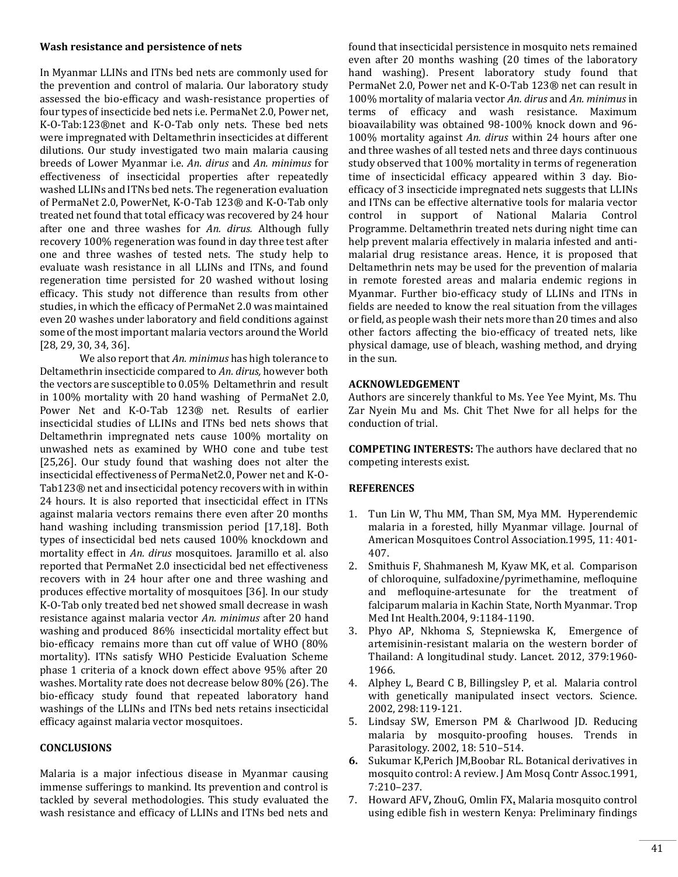**Wash resistance and persistence of nets**

In Myanmar LLINs and ITNs bed nets are commonly used for the prevention and control of malaria. Our laboratory study assessed the bio-efficacy and wash-resistance properties of four types of insecticide bed nets i.e. PermaNet 2.0, Power net, K-O-Tab:123®net and K-O-Tab only nets. These bed nets were impregnated with Deltamethrin insecticides at different dilutions. Our study investigated two main malaria causing breeds of Lower Myanmar i.e. *An. dirus* and *An. minimus* for effectiveness of insecticidal properties after repeatedly washed LLINs and ITNs bed nets. The regeneration evaluation of PermaNet 2.0, PowerNet, K-O-Tab 123® and K-O-Tab only treated net found that total efficacy was recovered by 24 hour after one and three washes for *An. dirus.* Although fully recovery 100% regeneration was found in day three test after one and three washes of tested nets. The study help to evaluate wash resistance in all LLINs and ITNs, and found regeneration time persisted for 20 washed without losing efficacy. This study not difference than results from other studies, in which the efficacy of PermaNet 2.0 was maintained even 20 washes under laboratory and field conditions against some of the most important malaria vectors around the World [28, 29, 30, 34, 36].

We also report that *An. minimus* has high tolerance to Deltamethrin insecticide compared to *An. dirus,* however both the vectors are susceptible to 0.05% Deltamethrin and result in 100% mortality with 20 hand washing of PermaNet 2.0, Power Net and K-O-Tab 123® net. Results of earlier insecticidal studies of LLINs and ITNs bed nets shows that Deltamethrin impregnated nets cause 100% mortality on unwashed nets as examined by WHO cone and tube test [25,26]. Our study found that washing does not alter the insecticidal effectiveness of PermaNet2.0, Power net and K-O-Tab123® net and insecticidal potency recovers with in within 24 hours. It is also reported that insecticidal effect in ITNs against malaria vectors remains there even after 20 months hand washing including transmission period [17,18]. Both types of insecticidal bed nets caused 100% knockdown and mortality effect in *An. dirus* mosquitoes. Jaramillo et al. also reported that PermaNet 2.0 insecticidal bed net effectiveness recovers with in 24 hour after one and three washing and produces effective mortality of mosquitoes [36]. In our study K-O-Tab only treated bed net showed small decrease in wash resistance against malaria vector *An. minimus* after 20 hand washing and produced 86% insecticidal mortality effect but bio-efficacy remains more than cut off value of WHO (80% mortality). ITNs satisfy WHO Pesticide Evaluation Scheme phase 1 criteria of a knock down effect above 95% after 20 washes. Mortality rate does not decrease below 80% (26). The bio-efficacy study found that repeated laboratory hand washings of the LLINs and ITNs bed nets retains insecticidal efficacy against malaria vector mosquitoes.

**CONCLUSIONS**

Malaria is a major infectious disease in Myanmar causing immense sufferings to mankind. Its prevention and control is tackled by several methodologies. This study evaluated the wash resistance and efficacy of LLINs and ITNs bed nets and found that insecticidal persistence in mosquito nets remained even after 20 months washing (20 times of the laboratory hand washing). Present laboratory study found that PermaNet 2.0, Power net and K-O-Tab 123® net can result in 100% mortality of malaria vector *An. dirus* and *An. minimus* in terms of efficacy and wash resistance. Maximum bioavailability was obtained 98-100% knock down and 96-100% mortality against *An. dirus* within 24 hours after one and three washes of all tested nets and three days continuous study observed that 100% mortality in terms of regeneration time of insecticidal efficacy appeared within 3 day. Bio-efficacy of 3 insecticide impregnated nets suggests that LLINs and ITNs can be effective alternative tools for malaria vector control in support of National Malaria Control Programme. Deltamethrin treated nets during night time can help prevent malaria effectively in malaria infested and anti-malarial drug resistance areas. Hence, it is proposed that Deltamethrin nets may be used for the prevention of malaria in remote forested areas and malaria endemic regions in Myanmar. Further bio-efficacy study of LLINs and ITNs in fields are needed to know the real situation from the villages or field, as people wash their nets more than 20 times and also other factors affecting the bio-efficacy of treated nets, like physical damage, use of bleach, washing method, and drying in the sun.

**ACKNOWLEDGEMENT**

Authors are sincerely thankful to Ms. Yee Yee Myint, Ms. Thu Zar Nyein Mu and Ms. Chit Thet Nwe for all helps for the conduction of trial.

**COMPETING INTERESTS:** The authors have declared that no competing interests exist.

**REFERENCES**

1. Tun Lin W, Thu MM, Than SM, Mya MM. Hyperendemic malaria in a forested, hilly Myanmar village. Journal of American Mosquitoes Control Association.1995, 11: 401-407.
2. Smithuis F, Shahmanesh M, Kyaw MK, et al. Comparison of chloroquine, sulfadoxine/pyrimethamine, mefloquine and mefloquine-artesunate for the treatment of falciparum malaria in Kachin State, North Myanmar. Trop Med Int Health.2004, 9:1184-1190.
3. Phyo AP, Nkhoma S, Stepniewska K, Emergence of artemisinin-resistant malaria on the western border of Thailand: A longitudinal study. Lancet. 2012, 379:1960-1966.
4. Alphey L, Beard C B, Billingsley P, et al. Malaria control with genetically manipulated insect vectors. Science. 2002, 298:119-121.
5. Lindsay SW, Emerson PM & Charlwood JD. Reducing malaria by mosquito-proofing houses. Trends in Parasitology. 2002, 18: 510–514.
6. Sukumar K,Perich JM,Boobar RL. Botanical derivatives in mosquito control: A review. J Am Mosq Contr Assoc.1991, 7:210–237.
7. Howard AFV, ZhouG, Omlin FX. Malaria mosquito control using edible fish in western Kenya: Preliminary findings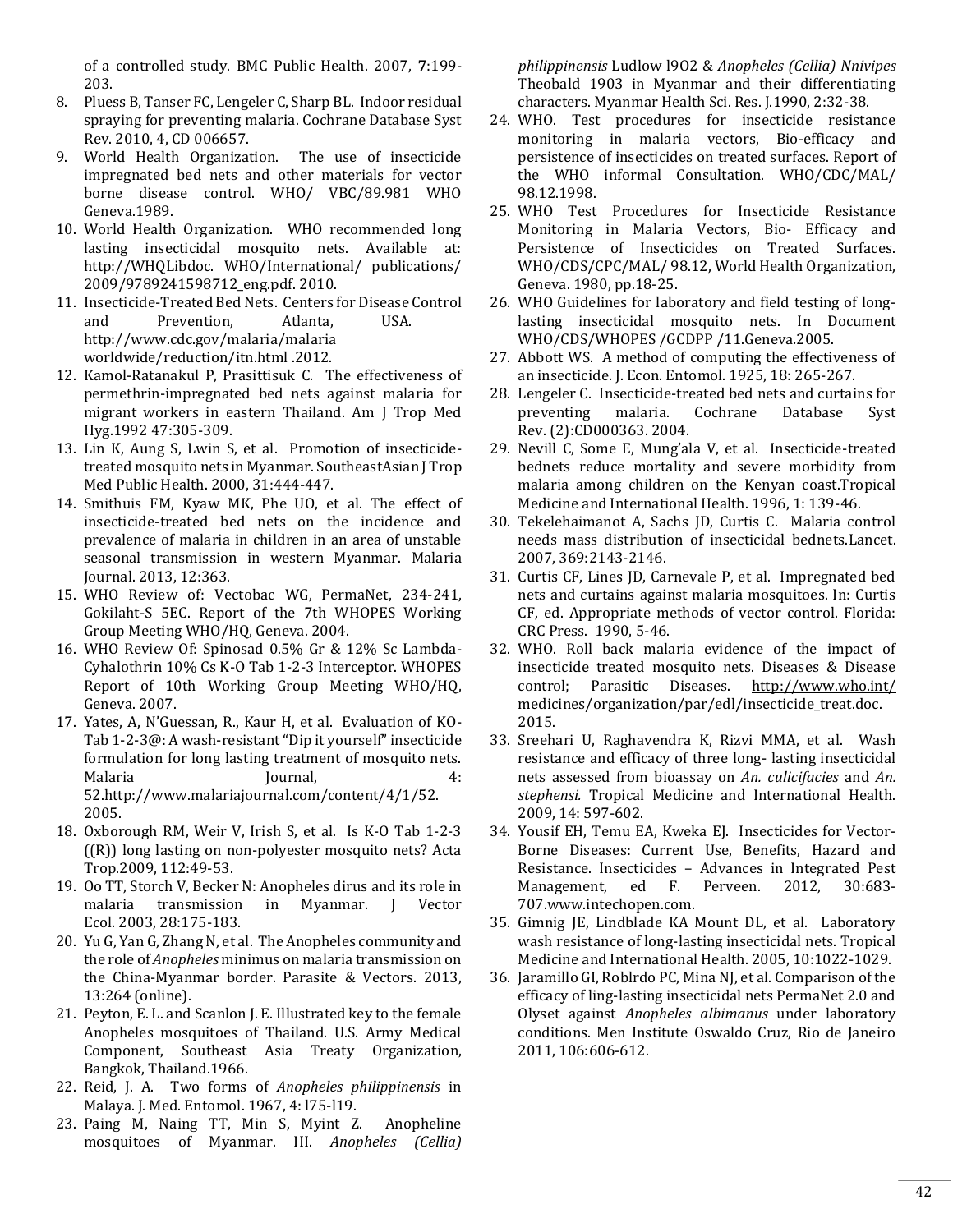of a controlled study. BMC Public Health. 2007, **7**:199-203.

8. Pluess B, Tanser FC, Lengeler C, Sharp BL. Indoor residual spraying for preventing malaria. Cochrane Database Syst Rev. 2010, 4, CD 006657.
9. World Health Organization. The use of insecticide impregnated bed nets and other materials for vector borne disease control. WHO/ VBC/89.981 WHO Geneva.1989.
10. World Health Organization. WHO recommended long lasting insecticidal mosquito nets. Available at: http://WHQLibdoc. WHO/International/ publications/ 2009/9789241598712_eng.pdf. 2010.
11. Insecticide-Treated Bed Nets. Centers for Disease Control and Prevention, Atlanta, USA. http://www.cdc.gov/malaria/malaria worldwide/reduction/itn.html .2012.
12. Kamol-Ratanakul P, Prasittisuk C. The effectiveness of permethrin-impregnated bed nets against malaria for migrant workers in eastern Thailand. Am J Trop Med Hyg.1992 47:305-309.
13. Lin K, Aung S, Lwin S, et al. Promotion of insecticide-treated mosquito nets in Myanmar. SoutheastAsian J Trop Med Public Health. 2000, 31:444-447.
14. Smithuis FM, Kyaw MK, Phe UO, et al. The effect of insecticide-treated bed nets on the incidence and prevalence of malaria in children in an area of unstable seasonal transmission in western Myanmar. Malaria Journal. 2013, 12:363.
15. WHO Review of: Vectobac WG, PermaNet, 234-241, Gokilaht-S 5EC. Report of the 7th WHOPES Working Group Meeting WHO/HQ, Geneva. 2004.
16. WHO Review Of: Spinosad 0.5% Gr & 12% Sc Lambda-Cyhalothrin 10% Cs K-O Tab 1-2-3 Interceptor. WHOPES Report of 10th Working Group Meeting WHO/HQ, Geneva. 2007.
17. Yates, A, N'Guessan, R., Kaur H, et al. Evaluation of KO-Tab 1-2-3@: A wash-resistant "Dip it yourself" insecticide formulation for long lasting treatment of mosquito nets. Malaria Journal, 4: 52.http://www.malariajournal.com/content/4/1/52. 2005.
18. Oxborough RM, Weir V, Irish S, et al. Is K-O Tab 1-2-3 ((R)) long lasting on non-polyester mosquito nets? Acta Trop.2009, 112:49-53.
19. Oo TT, Storch V, Becker N: Anopheles dirus and its role in malaria transmission in Myanmar. J Vector Ecol. 2003, 28:175-183.
20. Yu G, Yan G, Zhang N, et al. The Anopheles community and the role of *Anopheles* minimus on malaria transmission on the China-Myanmar border. Parasite & Vectors. 2013, 13:264 (online).
21. Peyton, E. L. and Scanlon J. E. Illustrated key to the female Anopheles mosquitoes of Thailand. U.S. Army Medical Component, Southeast Asia Treaty Organization, Bangkok, Thailand.1966.
22. Reid, J. A. Two forms of *Anopheles philippinensis* in Malaya. J. Med. Entomol. 1967, 4: l75-l19.
23. Paing M, Naing TT, Min S, Myint Z. Anopheline mosquitoes of Myanmar. III. *Anopheles (Cellia) philippinensis* Ludlow l9O2 & *Anopheles (Cellia) Nnivipes* Theobald 1903 in Myanmar and their differentiating characters. Myanmar Health Sci. Res. J.1990, 2:32-38.
24. WHO. Test procedures for insecticide resistance monitoring in malaria vectors, Bio-efficacy and persistence of insecticides on treated surfaces. Report of the WHO informal Consultation. WHO/CDC/MAL/ 98.12.1998.
25. WHO Test Procedures for Insecticide Resistance Monitoring in Malaria Vectors, Bio- Efficacy and Persistence of Insecticides on Treated Surfaces. WHO/CDS/CPC/MAL/ 98.12, World Health Organization, Geneva. 1980, pp.18-25.
26. WHO Guidelines for laboratory and field testing of long-lasting insecticidal mosquito nets. In Document WHO/CDS/WHOPES /GCDPP /11.Geneva.2005.
27. Abbott WS. A method of computing the effectiveness of an insecticide. J. Econ. Entomol. 1925, 18: 265-267.
28. Lengeler C. Insecticide-treated bed nets and curtains for preventing malaria. Cochrane Database Syst Rev. (2):CD000363. 2004.
29. Nevill C, Some E, Mung'ala V, et al. Insecticide-treated bednets reduce mortality and severe morbidity from malaria among children on the Kenyan coast.Tropical Medicine and International Health. 1996, 1: 139-46.
30. Tekelehaimanot A, Sachs JD, Curtis C. Malaria control needs mass distribution of insecticidal bednets.Lancet. 2007, 369:2143-2146.
31. Curtis CF, Lines JD, Carnevale P, et al. Impregnated bed nets and curtains against malaria mosquitoes. In: Curtis CF, ed. Appropriate methods of vector control. Florida: CRC Press. 1990, 5-46.
32. WHO. Roll back malaria evidence of the impact of insecticide treated mosquito nets. Diseases & Disease control; Parasitic Diseases. http://www.who.int/ medicines/organization/par/edl/insecticide_treat.doc. 2015.
33. Sreehari U, Raghavendra K, Rizvi MMA, et al. Wash resistance and efficacy of three long- lasting insecticidal nets assessed from bioassay on *An. culicifacies* and *An. stephensi.* Tropical Medicine and International Health. 2009, 14: 597-602.
34. Yousif EH, Temu EA, Kweka EJ. Insecticides for Vector-Borne Diseases: Current Use, Benefits, Hazard and Resistance. Insecticides – Advances in Integrated Pest Management, ed F. Perveen. 2012, 30:683-707.www.intechopen.com.
35. Gimnig JE, Lindblade KA Mount DL, et al. Laboratory wash resistance of long-lasting insecticidal nets. Tropical Medicine and International Health. 2005, 10:1022-1029.
36. Jaramillo GI, Roblrdo PC, Mina NJ, et al. Comparison of the efficacy of ling-lasting insecticidal nets PermaNet 2.0 and Olyset against *Anopheles albimanus* under laboratory conditions. Men Institute Oswaldo Cruz, Rio de Janeiro 2011, 106:606-612.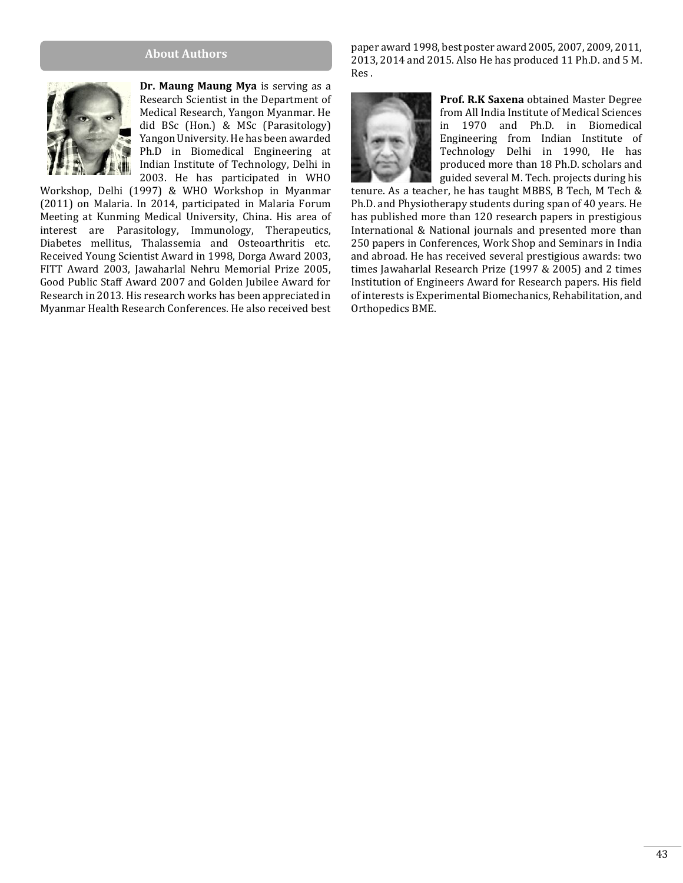## About Authors

**Dr. Maung Maung Mya** is serving as a Research Scientist in the Department of Medical Research, Yangon Myanmar. He did BSc (Hon.) & MSc (Parasitology) Yangon University. He has been awarded Ph.D in Biomedical Engineering at Indian Institute of Technology, Delhi in 2003. He has participated in WHO Workshop, Delhi (1997) & WHO Workshop in Myanmar (2011) on Malaria. In 2014, participated in Malaria Forum Meeting at Kunming Medical University, China. His area of interest are Parasitology, Immunology, Therapeutics, Diabetes mellitus, Thalassemia and Osteoarthritis etc. Received Young Scientist Award in 1998, Dorga Award 2003, FITT Award 2003, Jawaharlal Nehru Memorial Prize 2005, Good Public Staff Award 2007 and Golden Jubilee Award for Research in 2013. His research works has been appreciated in Myanmar Health Research Conferences. He also received best paper award 1998, best poster award 2005, 2007, 2009, 2011, 2013, 2014 and 2015. Also He has produced 11 Ph.D. and 5 M. Res .

**Prof. R.K Saxena** obtained Master Degree from All India Institute of Medical Sciences in 1970 and Ph.D. in Biomedical Engineering from Indian Institute of Technology Delhi in 1990, He has produced more than 18 Ph.D. scholars and guided several M. Tech. projects during his tenure. As a teacher, he has taught MBBS, B Tech, M Tech & Ph.D. and Physiotherapy students during span of 40 years. He has published more than 120 research papers in prestigious International & National journals and presented more than 250 papers in Conferences, Work Shop and Seminars in India and abroad. He has received several prestigious awards: two times Jawaharlal Research Prize (1997 & 2005) and 2 times Institution of Engineers Award for Research papers. His field of interests is Experimental Biomechanics, Rehabilitation, and Orthopedics BME.